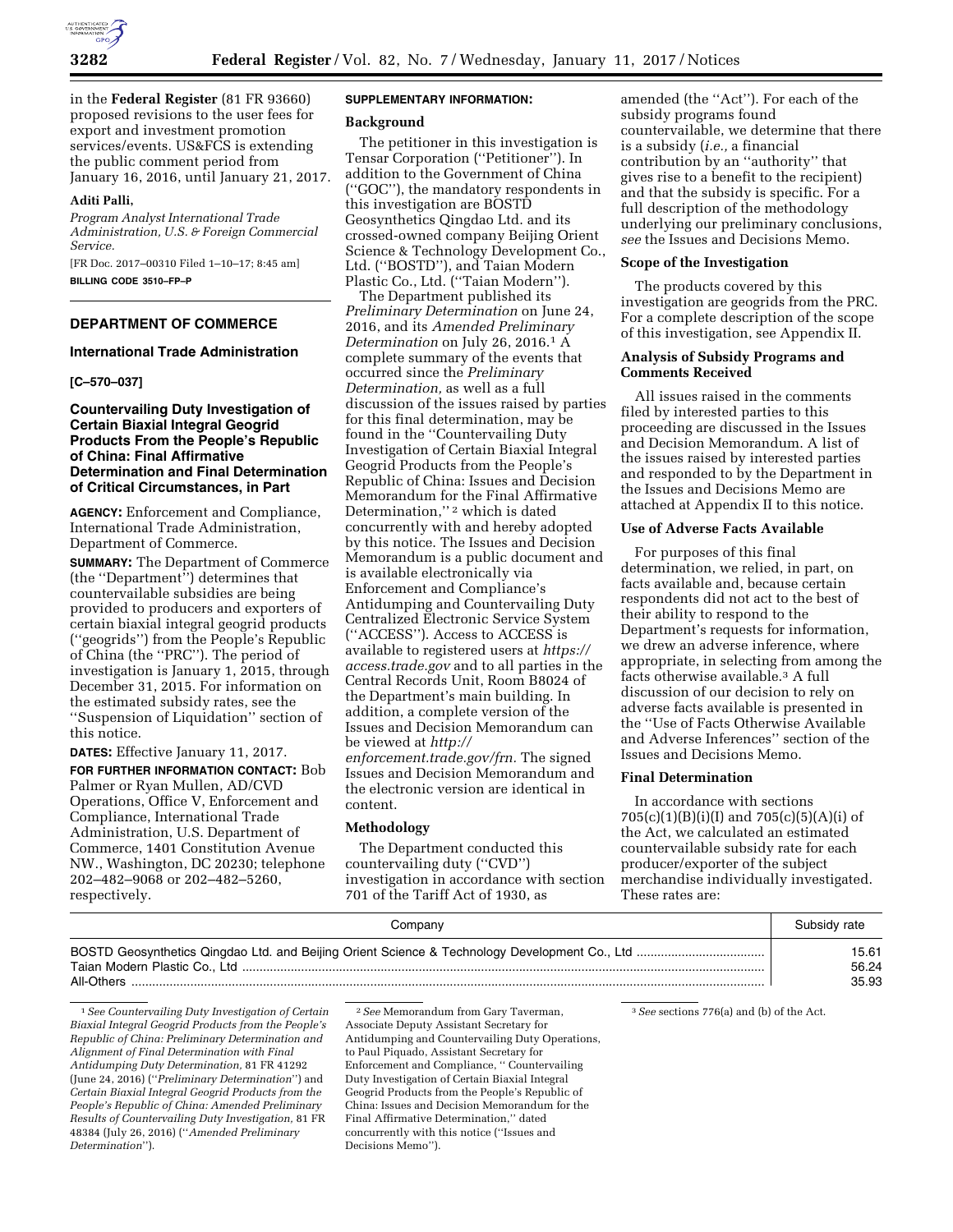in the **Federal Register** (81 FR 93660) proposed revisions to the user fees for export and investment promotion services/events. US&FCS is extending the public comment period from January 16, 2016, until January 21, 2017.

**Aditi Palli,**

*Program Analyst International Trade Administration, U.S. & Foreign Commercial Service.*

[FR Doc. 2017–00310 Filed 1–10–17; 8:45 am]

**BILLING CODE 3510–FP–P**

## DEPARTMENT OF COMMERCE

### International Trade Administration

**[C–570–037]**

### Countervailing Duty Investigation of Certain Biaxial Integral Geogrid Products From the People's Republic of China: Final Affirmative Determination and Final Determination of Critical Circumstances, in Part

**AGENCY:** Enforcement and Compliance, International Trade Administration, Department of Commerce.

**SUMMARY:** The Department of Commerce (the "Department") determines that countervailable subsidies are being provided to producers and exporters of certain biaxial integral geogrid products ("geogrids") from the People's Republic of China (the "PRC"). The period of investigation is January 1, 2015, through December 31, 2015. For information on the estimated subsidy rates, see the "Suspension of Liquidation" section of this notice.

**DATES:** Effective January 11, 2017.

**FOR FURTHER INFORMATION CONTACT:** Bob Palmer or Ryan Mullen, AD/CVD Operations, Office V, Enforcement and Compliance, International Trade Administration, U.S. Department of Commerce, 1401 Constitution Avenue NW., Washington, DC 20230; telephone 202–482–9068 or 202–482–5260, respectively.

**SUPPLEMENTARY INFORMATION:**

**Background**

The petitioner in this investigation is Tensar Corporation ("Petitioner"). In addition to the Government of China ("GOC"), the mandatory respondents in this investigation are BOSTD Geosynthetics Qingdao Ltd. and its crossed-owned company Beijing Orient Science & Technology Development Co., Ltd. ("BOSTD"), and Taian Modern Plastic Co., Ltd. ("Taian Modern").

The Department published its *Preliminary Determination* on June 24, 2016, and its *Amended Preliminary Determination* on July 26, 2016.[1] A complete summary of the events that occurred since the *Preliminary Determination,* as well as a full discussion of the issues raised by parties for this final determination, may be found in the "Countervailing Duty Investigation of Certain Biaxial Integral Geogrid Products from the People's Republic of China: Issues and Decision Memorandum for the Final Affirmative Determination,"[2] which is dated concurrently with and hereby adopted by this notice. The Issues and Decision Memorandum is a public document and is available electronically via Enforcement and Compliance's Antidumping and Countervailing Duty Centralized Electronic Service System ("ACCESS"). Access to ACCESS is available to registered users at *https://access.trade.gov* and to all parties in the Central Records Unit, Room B8024 of the Department's main building. In addition, a complete version of the Issues and Decision Memorandum can be viewed at *http://enforcement.trade.gov/frn.* The signed Issues and Decision Memorandum and the electronic version are identical in content.

**Methodology**

The Department conducted this countervailing duty ("CVD") investigation in accordance with section 701 of the Tariff Act of 1930, as amended (the "Act"). For each of the subsidy programs found countervailable, we determine that there is a subsidy (*i.e.,* a financial contribution by an "authority" that gives rise to a benefit to the recipient) and that the subsidy is specific. For a full description of the methodology underlying our preliminary conclusions, *see* the Issues and Decisions Memo.

**Scope of the Investigation**

The products covered by this investigation are geogrids from the PRC. For a complete description of the scope of this investigation, see Appendix II.

**Analysis of Subsidy Programs and Comments Received**

All issues raised in the comments filed by interested parties to this proceeding are discussed in the Issues and Decision Memorandum. A list of the issues raised by interested parties and responded to by the Department in the Issues and Decisions Memo are attached at Appendix II to this notice.

**Use of Adverse Facts Available**

For purposes of this final determination, we relied, in part, on facts available and, because certain respondents did not act to the best of their ability to respond to the Department's requests for information, we drew an adverse inference, where appropriate, in selecting from among the facts otherwise available.[3] A full discussion of our decision to rely on adverse facts available is presented in the "Use of Facts Otherwise Available and Adverse Inferences" section of the Issues and Decisions Memo.

**Final Determination**

In accordance with sections 705(c)(1)(B)(i)(I) and 705(c)(5)(A)(i) of the Act, we calculated an estimated countervailable subsidy rate for each producer/exporter of the subject merchandise individually investigated. These rates are:

| Company | Subsidy rate |
|---|---|
| BOSTD Geosynthetics Qingdao Ltd. and Beijing Orient Science & Technology Development Co., Ltd | 15.61 |
| Taian Modern Plastic Co., Ltd | 56.24 |
| All-Others | 35.93 |

[1] *See Countervailing Duty Investigation of Certain Biaxial Integral Geogrid Products from the People's Republic of China: Preliminary Determination and Alignment of Final Determination with Final Antidumping Duty Determination,* 81 FR 41292 (June 24, 2016) ("*Preliminary Determination*") and *Certain Biaxial Integral Geogrid Products from the People's Republic of China: Amended Preliminary Results of Countervailing Duty Investigation,* 81 FR 48384 (July 26, 2016) ("*Amended Preliminary Determination*").

[2] *See* Memorandum from Gary Taverman, Associate Deputy Assistant Secretary for Antidumping and Countervailing Duty Operations, to Paul Piquado, Assistant Secretary for Enforcement and Compliance, " Countervailing Duty Investigation of Certain Biaxial Integral Geogrid Products from the People's Republic of China: Issues and Decision Memorandum for the Final Affirmative Determination," dated concurrently with this notice ("Issues and Decisions Memo").

[3] *See* sections 776(a) and (b) of the Act.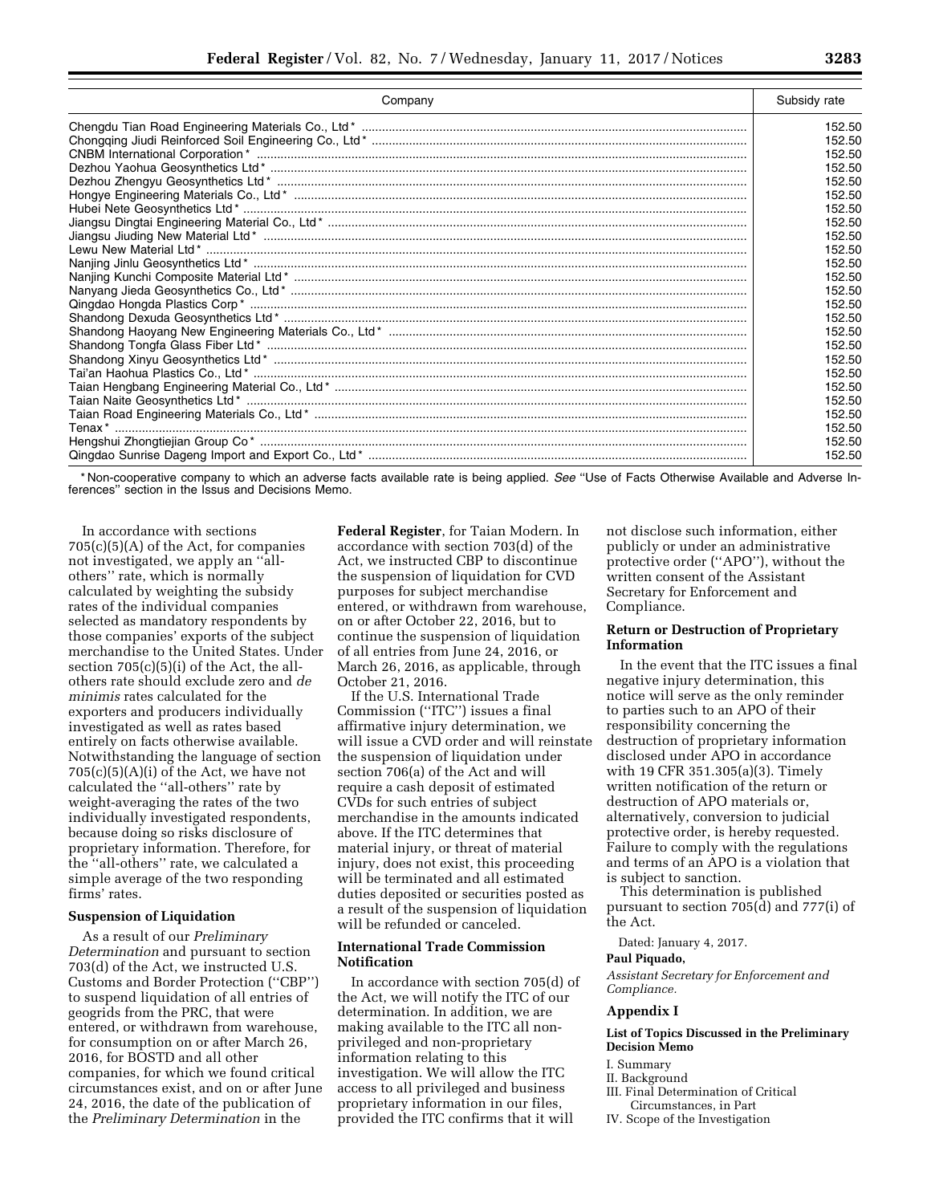| Company | Subsidy rate |
|---|---|
| Chengdu Tian Road Engineering Materials Co., Ltd* | 152.50 |
| Chongqing Jiudi Reinforced Soil Engineering Co., Ltd* | 152.50 |
| CNBM International Corporation* | 152.50 |
| Dezhou Yaohua Geosynthetics Ltd* | 152.50 |
| Dezhou Zhengyu Geosynthetics Ltd* | 152.50 |
| Hongye Engineering Materials Co., Ltd* | 152.50 |
| Hubei Nete Geosynthetics Ltd* | 152.50 |
| Jiangsu Dingtai Engineering Material Co., Ltd* | 152.50 |
| Jiangsu Jiuding New Material Ltd* | 152.50 |
| Lewu New Material Ltd* | 152.50 |
| Nanjing Jinlu Geosynthetics Ltd* | 152.50 |
| Nanjing Kunchi Composite Material Ltd* | 152.50 |
| Nanyang Jieda Geosynthetics Co., Ltd* | 152.50 |
| Qingdao Hongda Plastics Corp* | 152.50 |
| Shandong Dexuda Geosynthetics Ltd* | 152.50 |
| Shandong Haoyang New Engineering Materials Co., Ltd* | 152.50 |
| Shandong Tongfa Glass Fiber Ltd* | 152.50 |
| Shandong Xinyu Geosynthetics Ltd* | 152.50 |
| Tai'an Haohua Plastics Co., Ltd* | 152.50 |
| Taian Hengbang Engineering Material Co., Ltd* | 152.50 |
| Taian Naite Geosynthetics Ltd* | 152.50 |
| Taian Road Engineering Materials Co., Ltd* | 152.50 |
| Tenax* | 152.50 |
| Hengshui Zhongtiejian Group Co* | 152.50 |
| Qingdao Sunrise Dageng Import and Export Co., Ltd* | 152.50 |

* Non-cooperative company to which an adverse facts available rate is being applied. *See* "Use of Facts Otherwise Available and Adverse Inferences" section in the Issues and Decisions Memo.

In accordance with sections 705(c)(5)(A) of the Act, for companies not investigated, we apply an "all-others" rate, which is normally calculated by weighting the subsidy rates of the individual companies selected as mandatory respondents by those companies' exports of the subject merchandise to the United States. Under section 705(c)(5)(i) of the Act, the all-others rate should exclude zero and *de minimis* rates calculated for the exporters and producers individually investigated as well as rates based entirely on facts otherwise available. Notwithstanding the language of section 705(c)(5)(A)(i) of the Act, we have not calculated the "all-others" rate by weight-averaging the rates of the two individually investigated respondents, because doing so risks disclosure of proprietary information. Therefore, for the "all-others" rate, we calculated a simple average of the two responding firms' rates.

**Suspension of Liquidation**

As a result of our *Preliminary Determination* and pursuant to section 703(d) of the Act, we instructed U.S. Customs and Border Protection ("CBP") to suspend liquidation of all entries of geogrids from the PRC, that were entered, or withdrawn from warehouse, for consumption on or after March 26, 2016, for BOSTD and all other companies, for which we found critical circumstances exist, and on or after June 24, 2016, the date of the publication of the *Preliminary Determination* in the **Federal Register**, for Taian Modern. In accordance with section 703(d) of the Act, we instructed CBP to discontinue the suspension of liquidation for CVD purposes for subject merchandise entered, or withdrawn from warehouse, on or after October 22, 2016, but to continue the suspension of liquidation of all entries from June 24, 2016, or March 26, 2016, as applicable, through October 21, 2016.

If the U.S. International Trade Commission ("ITC") issues a final affirmative injury determination, we will issue a CVD order and will reinstate the suspension of liquidation under section 706(a) of the Act and will require a cash deposit of estimated CVDs for such entries of subject merchandise in the amounts indicated above. If the ITC determines that material injury, or threat of material injury, does not exist, this proceeding will be terminated and all estimated duties deposited or securities posted as a result of the suspension of liquidation will be refunded or canceled.

**International Trade Commission Notification**

In accordance with section 705(d) of the Act, we will notify the ITC of our determination. In addition, we are making available to the ITC all non-privileged and non-proprietary information relating to this investigation. We will allow the ITC access to all privileged and business proprietary information in our files, provided the ITC confirms that it will not disclose such information, either publicly or under an administrative protective order ("APO"), without the written consent of the Assistant Secretary for Enforcement and Compliance.

**Return or Destruction of Proprietary Information**

In the event that the ITC issues a final negative injury determination, this notice will serve as the only reminder to parties such to an APO of their responsibility concerning the destruction of proprietary information disclosed under APO in accordance with 19 CFR 351.305(a)(3). Timely written notification of the return or destruction of APO materials or, alternatively, conversion to judicial protective order, is hereby requested. Failure to comply with the regulations and terms of an APO is a violation that is subject to sanction.

This determination is published pursuant to section 705(d) and 777(i) of the Act.

Dated: January 4, 2017.

**Paul Piquado,**

*Assistant Secretary for Enforcement and Compliance.*

**Appendix I**

**List of Topics Discussed in the Preliminary Decision Memo**

I. Summary
II. Background
III. Final Determination of Critical Circumstances, in Part
IV. Scope of the Investigation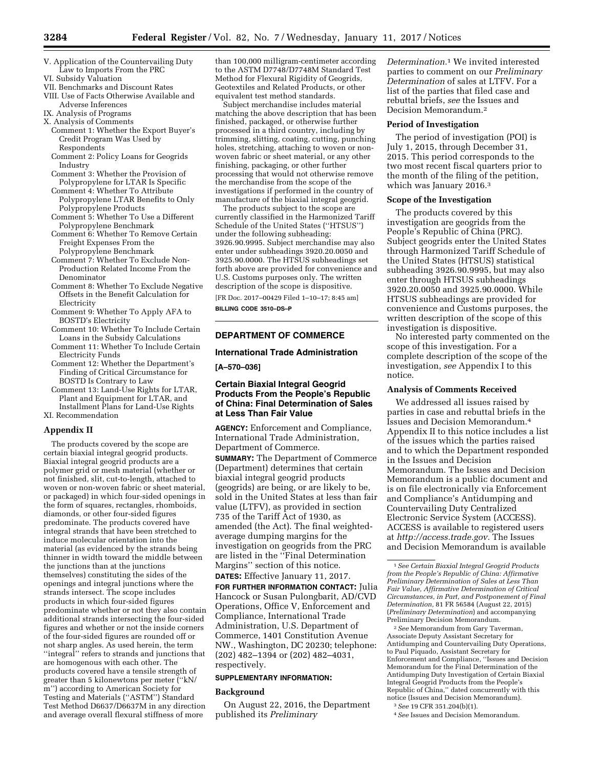V. Application of the Countervailing Duty Law to Imports From the PRC
VI. Subsidy Valuation
VII. Benchmarks and Discount Rates
VIII. Use of Facts Otherwise Available and Adverse Inferences
IX. Analysis of Programs
X. Analysis of Comments
  Comment 1: Whether the Export Buyer's Credit Program Was Used by Respondents
  Comment 2: Policy Loans for Geogrids Industry
  Comment 3: Whether the Provision of Polypropylene for LTAR Is Specific
  Comment 4: Whether To Attribute Polypropylene LTAR Benefits to Only Polypropylene Products
  Comment 5: Whether To Use a Different Polypropylene Benchmark
  Comment 6: Whether To Remove Certain Freight Expenses From the Polypropylene Benchmark
  Comment 7: Whether To Exclude Non-Production Related Income From the Denominator
  Comment 8: Whether To Exclude Negative Offsets in the Benefit Calculation for Electricity
  Comment 9: Whether To Apply AFA to BOSTD's Electricity
  Comment 10: Whether To Include Certain Loans in the Subsidy Calculations
  Comment 11: Whether To Include Certain Electricity Funds
  Comment 12: Whether the Department's Finding of Critical Circumstance for BOSTD Is Contrary to Law
  Comment 13: Land-Use Rights for LTAR, Plant and Equipment for LTAR, and Installment Plans for Land-Use Rights
XI. Recommendation

### Appendix II

The products covered by the scope are certain biaxial integral geogrid products. Biaxial integral geogrid products are a polymer grid or mesh material (whether or not finished, slit, cut-to-length, attached to woven or non-woven fabric or sheet material, or packaged) in which four-sided openings in the form of squares, rectangles, rhomboids, diamonds, or other four-sided figures predominate. The products covered have integral strands that have been stretched to induce molecular orientation into the material (as evidenced by the strands being thinner in width toward the middle between the junctions than at the junctions themselves) constituting the sides of the openings and integral junctions where the strands intersect. The scope includes products in which four-sided figures predominate whether or not they also contain additional strands intersecting the four-sided figures and whether or not the inside corners of the four-sided figures are rounded off or not sharp angles. As used herein, the term "integral" refers to strands and junctions that are homogenous with each other. The products covered have a tensile strength of greater than 5 kilonewtons per meter ("kN/m") according to American Society for Testing and Materials ("ASTM") Standard Test Method D6637/D6637M in any direction and average overall flexural stiffness of more than 100,000 milligram-centimeter according to the ASTM D7748/D7748M Standard Test Method for Flexural Rigidity of Geogrids, Geotextiles and Related Products, or other equivalent test method standards.

Subject merchandise includes material matching the above description that has been finished, packaged, or otherwise further processed in a third country, including by trimming, slitting, coating, cutting, punching holes, stretching, attaching to woven or non-woven fabric or sheet material, or any other finishing, packaging, or other further processing that would not otherwise remove the merchandise from the scope of the investigations if performed in the country of manufacture of the biaxial integral geogrid.

The products subject to the scope are currently classified in the Harmonized Tariff Schedule of the United States ("HTSUS") under the following subheading: 3926.90.9995. Subject merchandise may also enter under subheadings 3920.20.0050 and 3925.90.0000. The HTSUS subheadings set forth above are provided for convenience and U.S. Customs purposes only. The written description of the scope is dispositive.

[FR Doc. 2017–00429 Filed 1–10–17; 8:45 am]

**BILLING CODE 3510–DS–P**

---

## DEPARTMENT OF COMMERCE

### International Trade Administration

**[A–570–036]**

### Certain Biaxial Integral Geogrid Products From the People's Republic of China: Final Determination of Sales at Less Than Fair Value

**AGENCY:** Enforcement and Compliance, International Trade Administration, Department of Commerce.

**SUMMARY:** The Department of Commerce (Department) determines that certain biaxial integral geogrid products (geogrids) are being, or are likely to be, sold in the United States at less than fair value (LTFV), as provided in section 735 of the Tariff Act of 1930, as amended (the Act). The final weighted-average dumping margins for the investigation on geogrids from the PRC are listed in the "Final Determination Margins" section of this notice.

**DATES:** Effective January 11, 2017.

**FOR FURTHER INFORMATION CONTACT:** Julia Hancock or Susan Pulongbarit, AD/CVD Operations, Office V, Enforcement and Compliance, International Trade Administration, U.S. Department of Commerce, 1401 Constitution Avenue NW., Washington, DC 20230; telephone: (202) 482–1394 or (202) 482–4031, respectively.

**SUPPLEMENTARY INFORMATION:**

#### Background

On August 22, 2016, the Department published its *Preliminary Determination*.[1] We invited interested parties to comment on our *Preliminary Determination* of sales at LTFV. For a list of the parties that filed case and rebuttal briefs, *see* the Issues and Decision Memorandum.[2]

#### Period of Investigation

The period of investigation (POI) is July 1, 2015, through December 31, 2015. This period corresponds to the two most recent fiscal quarters prior to the month of the filing of the petition, which was January 2016.[3]

#### Scope of the Investigation

The products covered by this investigation are geogrids from the People's Republic of China (PRC). Subject geogrids enter the United States through Harmonized Tariff Schedule of the United States (HTSUS) statistical subheading 3926.90.9995, but may also enter through HTSUS subheadings 3920.20.0050 and 3925.90.0000. While HTSUS subheadings are provided for convenience and Customs purposes, the written description of the scope of this investigation is dispositive.

No interested party commented on the scope of this investigation. For a complete description of the scope of the investigation, *see* Appendix I to this notice.

#### Analysis of Comments Received

We addressed all issues raised by parties in case and rebuttal briefs in the Issues and Decision Memorandum.[4] Appendix II to this notice includes a list of the issues which the parties raised and to which the Department responded in the Issues and Decision Memorandum. The Issues and Decision Memorandum is a public document and is on file electronically via Enforcement and Compliance's Antidumping and Countervailing Duty Centralized Electronic Service System (ACCESS). ACCESS is available to registered users at *http://access.trade.gov*. The Issues and Decision Memorandum is available

---

[1] *See Certain Biaxial Integral Geogrid Products from the People's Republic of China: Affirmative Preliminary Determination of Sales at Less Than Fair Value, Affirmative Determination of Critical Circumstances, in Part, and Postponement of Final Determination*, 81 FR 56584 (August 22, 2015) (*Preliminary Determination*) and accompanying Preliminary Decision Memorandum.

[2] *See* Memorandum from Gary Taverman, Associate Deputy Assistant Secretary for Antidumping and Countervailing Duty Operations, to Paul Piquado, Assistant Secretary for Enforcement and Compliance, "Issues and Decision Memorandum for the Final Determination of the Antidumping Duty Investigation of Certain Biaxial Integral Geogrid Products from the People's Republic of China," dated concurrently with this notice (Issues and Decision Memorandum).

[3] *See* 19 CFR 351.204(b)(1).

[4] *See* Issues and Decision Memorandum.